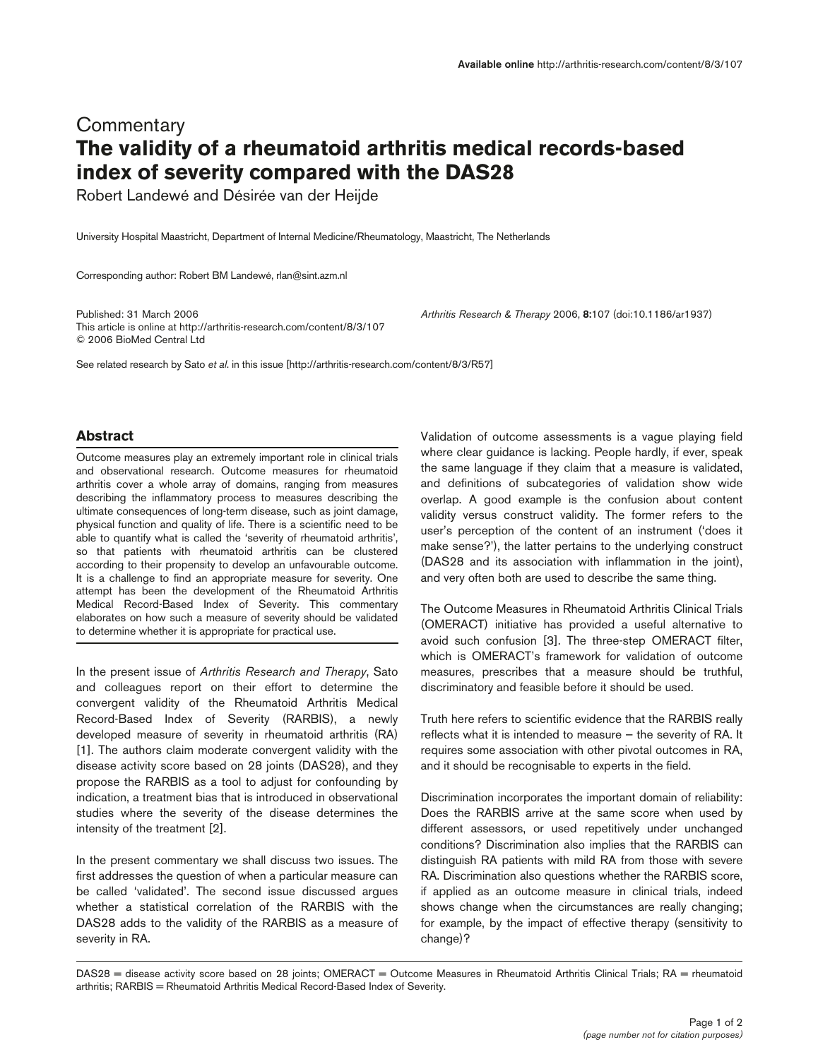Commentary

# The validity of a rheumatoid arthritis medical records-based index of severity compared with the DAS28

Robert Landewé and Désirée van der Heijde

University Hospital Maastricht, Department of Internal Medicine/Rheumatology, Maastricht, The Netherlands

Corresponding author: Robert BM Landewé, rlan@sint.azm.nl

Published: 31 March 2006
This article is online at http://arthritis-research.com/content/8/3/107
© 2006 BioMed Central Ltd

*Arthritis Research & Therapy* 2006, **8:**107 (doi:10.1186/ar1937)

See related research by Sato *et al.* in this issue [http://arthritis-research.com/content/8/3/R57]

## Abstract

Outcome measures play an extremely important role in clinical trials and observational research. Outcome measures for rheumatoid arthritis cover a whole array of domains, ranging from measures describing the inflammatory process to measures describing the ultimate consequences of long-term disease, such as joint damage, physical function and quality of life. There is a scientific need to be able to quantify what is called the 'severity of rheumatoid arthritis', so that patients with rheumatoid arthritis can be clustered according to their propensity to develop an unfavourable outcome. It is a challenge to find an appropriate measure for severity. One attempt has been the development of the Rheumatoid Arthritis Medical Record-Based Index of Severity. This commentary elaborates on how such a measure of severity should be validated to determine whether it is appropriate for practical use.

In the present issue of *Arthritis Research and Therapy*, Sato and colleagues report on their effort to determine the convergent validity of the Rheumatoid Arthritis Medical Record-Based Index of Severity (RARBIS), a newly developed measure of severity in rheumatoid arthritis (RA) [1]. The authors claim moderate convergent validity with the disease activity score based on 28 joints (DAS28), and they propose the RARBIS as a tool to adjust for confounding by indication, a treatment bias that is introduced in observational studies where the severity of the disease determines the intensity of the treatment [2].

In the present commentary we shall discuss two issues. The first addresses the question of when a particular measure can be called 'validated'. The second issue discussed argues whether a statistical correlation of the RARBIS with the DAS28 adds to the validity of the RARBIS as a measure of severity in RA.

Validation of outcome assessments is a vague playing field where clear guidance is lacking. People hardly, if ever, speak the same language if they claim that a measure is validated, and definitions of subcategories of validation show wide overlap. A good example is the confusion about content validity versus construct validity. The former refers to the user's perception of the content of an instrument ('does it make sense?'), the latter pertains to the underlying construct (DAS28 and its association with inflammation in the joint), and very often both are used to describe the same thing.

The Outcome Measures in Rheumatoid Arthritis Clinical Trials (OMERACT) initiative has provided a useful alternative to avoid such confusion [3]. The three-step OMERACT filter, which is OMERACT's framework for validation of outcome measures, prescribes that a measure should be truthful, discriminatory and feasible before it should be used.

Truth here refers to scientific evidence that the RARBIS really reflects what it is intended to measure – the severity of RA. It requires some association with other pivotal outcomes in RA, and it should be recognisable to experts in the field.

Discrimination incorporates the important domain of reliability: Does the RARBIS arrive at the same score when used by different assessors, or used repetitively under unchanged conditions? Discrimination also implies that the RARBIS can distinguish RA patients with mild RA from those with severe RA. Discrimination also questions whether the RARBIS score, if applied as an outcome measure in clinical trials, indeed shows change when the circumstances are really changing; for example, by the impact of effective therapy (sensitivity to change)?

DAS28 = disease activity score based on 28 joints; OMERACT = Outcome Measures in Rheumatoid Arthritis Clinical Trials; RA = rheumatoid arthritis; RARBIS = Rheumatoid Arthritis Medical Record-Based Index of Severity.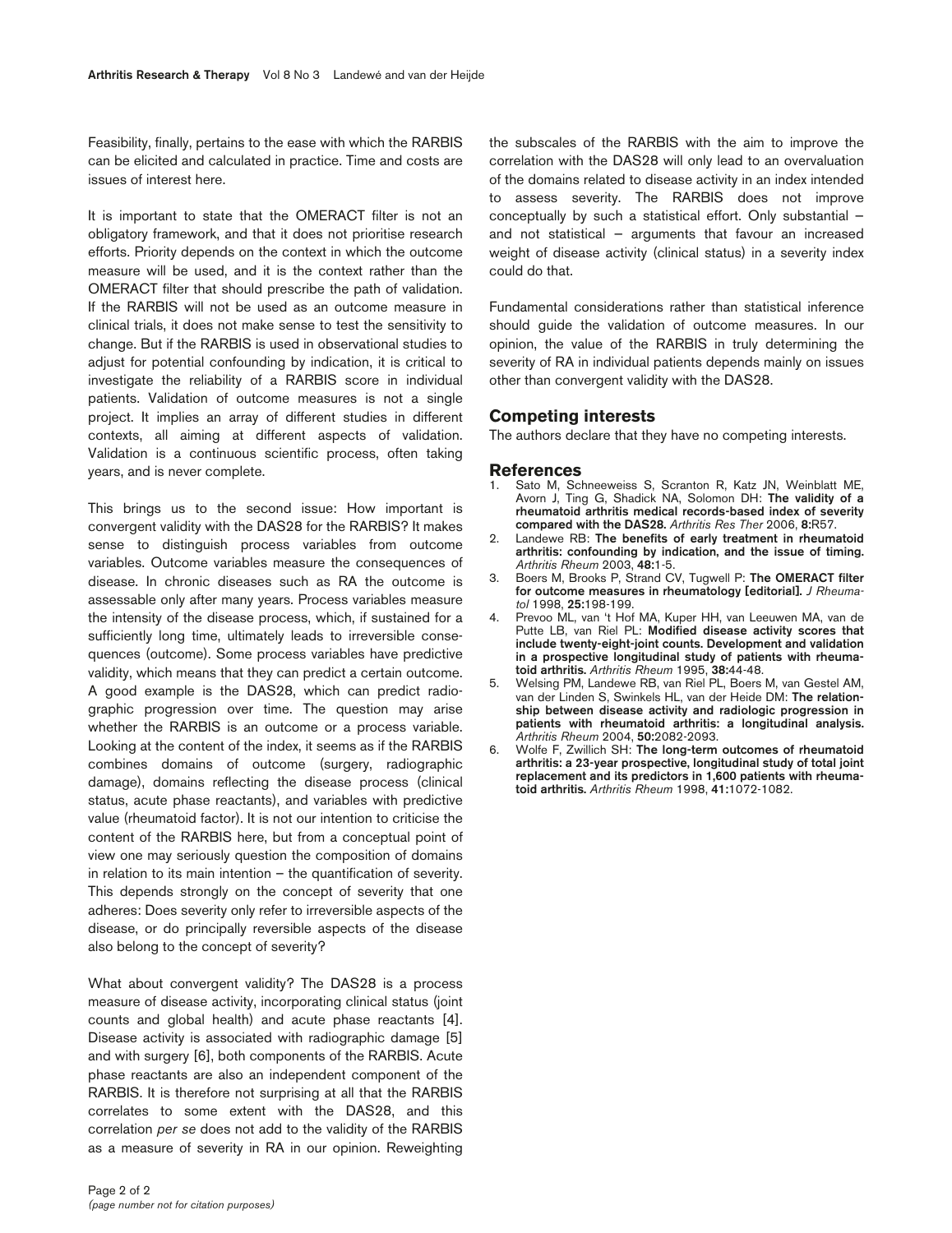Feasibility, finally, pertains to the ease with which the RARBIS can be elicited and calculated in practice. Time and costs are issues of interest here.

It is important to state that the OMERACT filter is not an obligatory framework, and that it does not prioritise research efforts. Priority depends on the context in which the outcome measure will be used, and it is the context rather than the OMERACT filter that should prescribe the path of validation. If the RARBIS will not be used as an outcome measure in clinical trials, it does not make sense to test the sensitivity to change. But if the RARBIS is used in observational studies to adjust for potential confounding by indication, it is critical to investigate the reliability of a RARBIS score in individual patients. Validation of outcome measures is not a single project. It implies an array of different studies in different contexts, all aiming at different aspects of validation. Validation is a continuous scientific process, often taking years, and is never complete.

This brings us to the second issue: How important is convergent validity with the DAS28 for the RARBIS? It makes sense to distinguish process variables from outcome variables. Outcome variables measure the consequences of disease. In chronic diseases such as RA the outcome is assessable only after many years. Process variables measure the intensity of the disease process, which, if sustained for a sufficiently long time, ultimately leads to irreversible consequences (outcome). Some process variables have predictive validity, which means that they can predict a certain outcome. A good example is the DAS28, which can predict radiographic progression over time. The question may arise whether the RARBIS is an outcome or a process variable. Looking at the content of the index, it seems as if the RARBIS combines domains of outcome (surgery, radiographic damage), domains reflecting the disease process (clinical status, acute phase reactants), and variables with predictive value (rheumatoid factor). It is not our intention to criticise the content of the RARBIS here, but from a conceptual point of view one may seriously question the composition of domains in relation to its main intention – the quantification of severity. This depends strongly on the concept of severity that one adheres: Does severity only refer to irreversible aspects of the disease, or do principally reversible aspects of the disease also belong to the concept of severity?

What about convergent validity? The DAS28 is a process measure of disease activity, incorporating clinical status (joint counts and global health) and acute phase reactants [4]. Disease activity is associated with radiographic damage [5] and with surgery [6], both components of the RARBIS. Acute phase reactants are also an independent component of the RARBIS. It is therefore not surprising at all that the RARBIS correlates to some extent with the DAS28, and this correlation *per se* does not add to the validity of the RARBIS as a measure of severity in RA in our opinion. Reweighting the subscales of the RARBIS with the aim to improve the correlation with the DAS28 will only lead to an overvaluation of the domains related to disease activity in an index intended to assess severity. The RARBIS does not improve conceptually by such a statistical effort. Only substantial – and not statistical – arguments that favour an increased weight of disease activity (clinical status) in a severity index could do that.

Fundamental considerations rather than statistical inference should guide the validation of outcome measures. In our opinion, the value of the RARBIS in truly determining the severity of RA in individual patients depends mainly on issues other than convergent validity with the DAS28.

## Competing interests

The authors declare that they have no competing interests.

## References

1. Sato M, Schneeweiss S, Scranton R, Katz JN, Weinblatt ME, Avorn J, Ting G, Shadick NA, Solomon DH: **The validity of a rheumatoid arthritis medical records-based index of severity compared with the DAS28.** *Arthritis Res Ther* 2006, **8:**R57.
2. Landewe RB: **The benefits of early treatment in rheumatoid arthritis: confounding by indication, and the issue of timing.** *Arthritis Rheum* 2003, **48:**1-5.
3. Boers M, Brooks P, Strand CV, Tugwell P: **The OMERACT filter for outcome measures in rheumatology [editorial].** *J Rheumatol* 1998, **25:**198-199.
4. Prevoo ML, van 't Hof MA, Kuper HH, van Leeuwen MA, van de Putte LB, van Riel PL: **Modified disease activity scores that include twenty-eight-joint counts. Development and validation in a prospective longitudinal study of patients with rheumatoid arthritis.** *Arthritis Rheum* 1995, **38:**44-48.
5. Welsing PM, Landewe RB, van Riel PL, Boers M, van Gestel AM, van der Linden S, Swinkels HL, van der Heide DM: **The relationship between disease activity and radiologic progression in patients with rheumatoid arthritis: a longitudinal analysis.** *Arthritis Rheum* 2004, **50:**2082-2093.
6. Wolfe F, Zwillich SH: **The long-term outcomes of rheumatoid arthritis: a 23-year prospective, longitudinal study of total joint replacement and its predictors in 1,600 patients with rheumatoid arthritis.** *Arthritis Rheum* 1998, **41:**1072-1082.